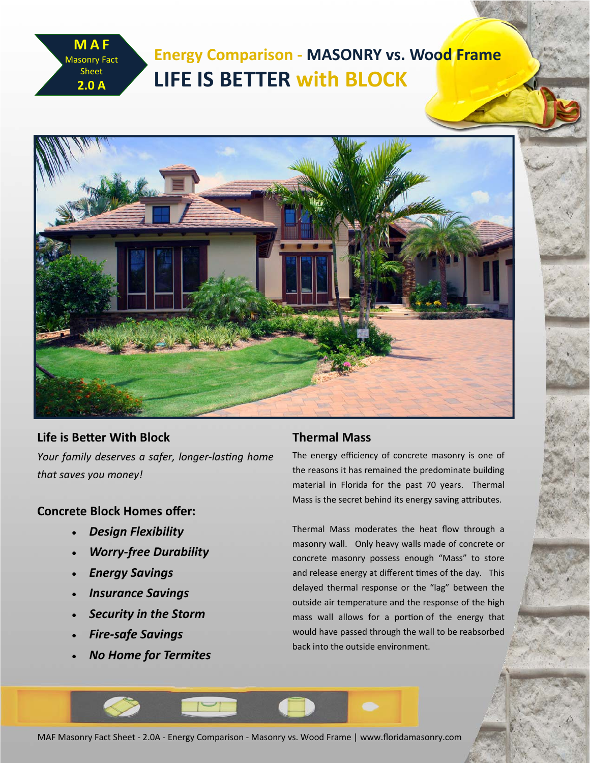MAF
Masonry Fact Sheet
2.0 A

# Energy Comparison - MASONRY vs. Wood Frame

# LIFE IS BETTER with BLOCK

## Life is Better With Block

*Your family deserves a safer, longer-lasting home that saves you money!*

### Concrete Block Homes offer:

- ***Design Flexibility***
- ***Worry-free Durability***
- ***Energy Savings***
- ***Insurance Savings***
- ***Security in the Storm***
- ***Fire-safe Savings***
- ***No Home for Termites***

## Thermal Mass

The energy efficiency of concrete masonry is one of the reasons it has remained the predominate building material in Florida for the past 70 years. Thermal Mass is the secret behind its energy saving attributes.

Thermal Mass moderates the heat flow through a masonry wall. Only heavy walls made of concrete or concrete masonry possess enough "Mass" to store and release energy at different times of the day. This delayed thermal response or the "lag" between the outside air temperature and the response of the high mass wall allows for a portion of the energy that would have passed through the wall to be reabsorbed back into the outside environment.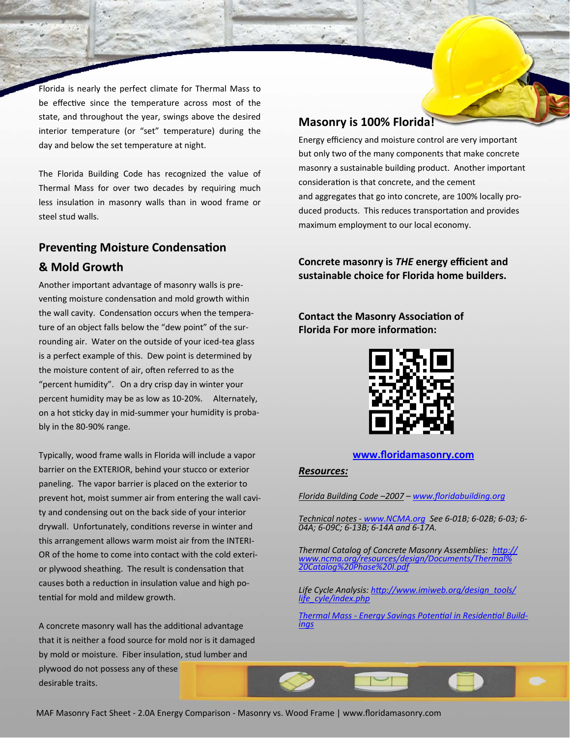Florida is nearly the perfect climate for Thermal Mass to be effective since the temperature across most of the state, and throughout the year, swings above the desired interior temperature (or "set" temperature) during the day and below the set temperature at night.

The Florida Building Code has recognized the value of Thermal Mass for over two decades by requiring much less insulation in masonry walls than in wood frame or steel stud walls.

## Preventing Moisture Condensation & Mold Growth

Another important advantage of masonry walls is preventing moisture condensation and mold growth within the wall cavity. Condensation occurs when the temperature of an object falls below the "dew point" of the surrounding air. Water on the outside of your iced-tea glass is a perfect example of this. Dew point is determined by the moisture content of air, often referred to as the "percent humidity". On a dry crisp day in winter your percent humidity may be as low as 10-20%. Alternately, on a hot sticky day in mid-summer your humidity is probably in the 80-90% range.

Typically, wood frame walls in Florida will include a vapor barrier on the EXTERIOR, behind your stucco or exterior paneling. The vapor barrier is placed on the exterior to prevent hot, moist summer air from entering the wall cavity and condensing out on the back side of your interior drywall. Unfortunately, conditions reverse in winter and this arrangement allows warm moist air from the INTERIOR of the home to come into contact with the cold exterior plywood sheathing. The result is condensation that causes both a reduction in insulation value and high potential for mold and mildew growth.

A concrete masonry wall has the additional advantage that it is neither a food source for mold nor is it damaged by mold or moisture. Fiber insulation, stud lumber and plywood do not possess any of these desirable traits.

## Masonry is 100% Florida!

Energy efficiency and moisture control are very important but only two of the many components that make concrete masonry a sustainable building product. Another important consideration is that concrete, and the cement and aggregates that go into concrete, are 100% locally produced products. This reduces transportation and provides maximum employment to our local economy.

**Concrete masonry is *THE* energy efficient and sustainable choice for Florida home builders.**

**Contact the Masonry Association of Florida For more information:**

**www.floridamasonry.com**

***Resources:***

*Florida Building Code –2007* – *www.floridabuilding.org*

*Technical notes - www.NCMA.org See 6-01B; 6-02B; 6-03; 6-04A; 6-09C; 6-13B; 6-14A and 6-17A.*

*Thermal Catalog of Concrete Masonry Assemblies: http://www.ncma.org/resources/design/Documents/Thermal%20Catalog%20Phase%20I.pdf*

*Life Cycle Analysis: http://www.imiweb.org/design_tools/life_cyle/index.php*

*Thermal Mass - Energy Savings Potential in Residential Buildings*